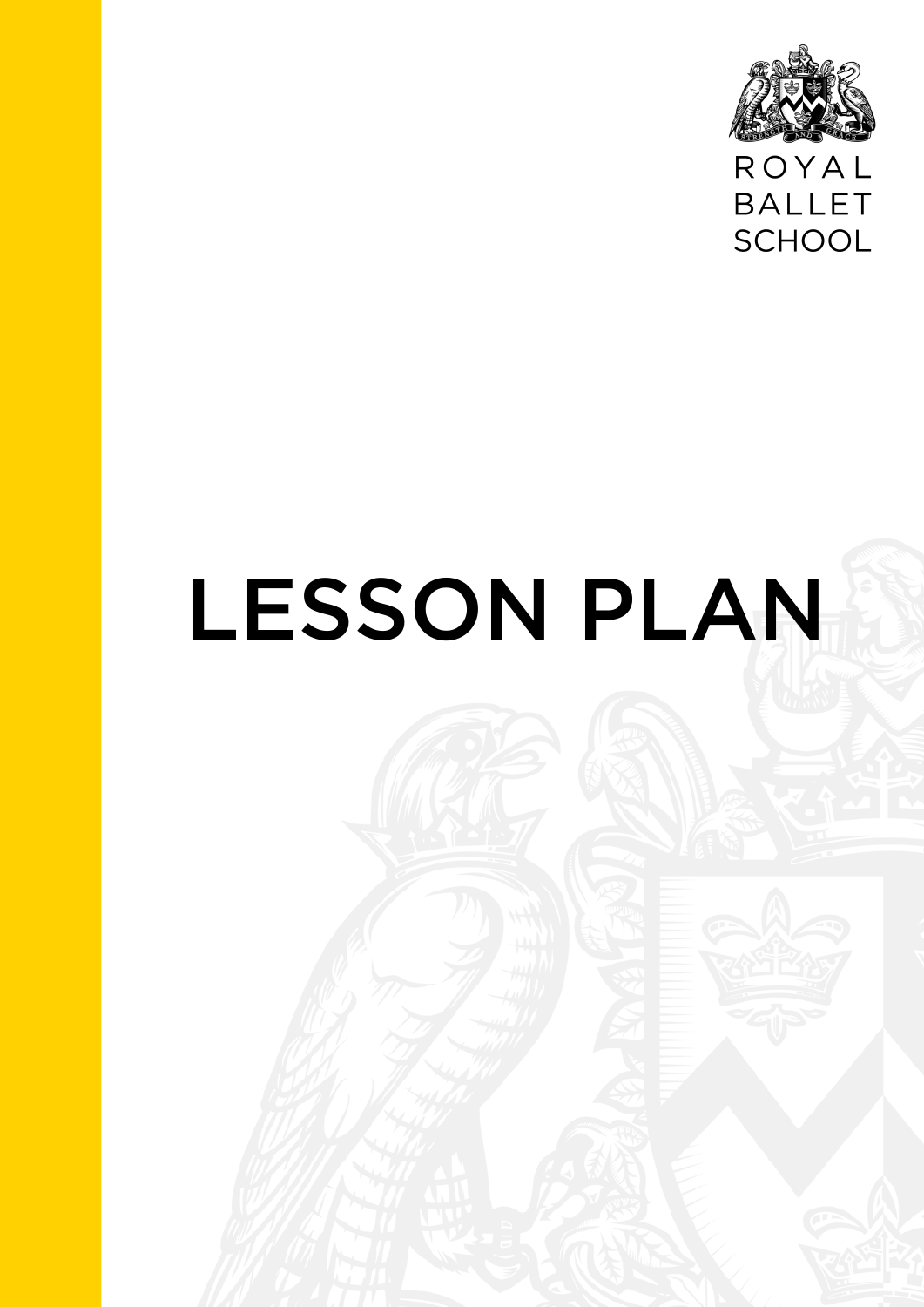ROYAL BALLET SCHOOL

# LESSON PLAN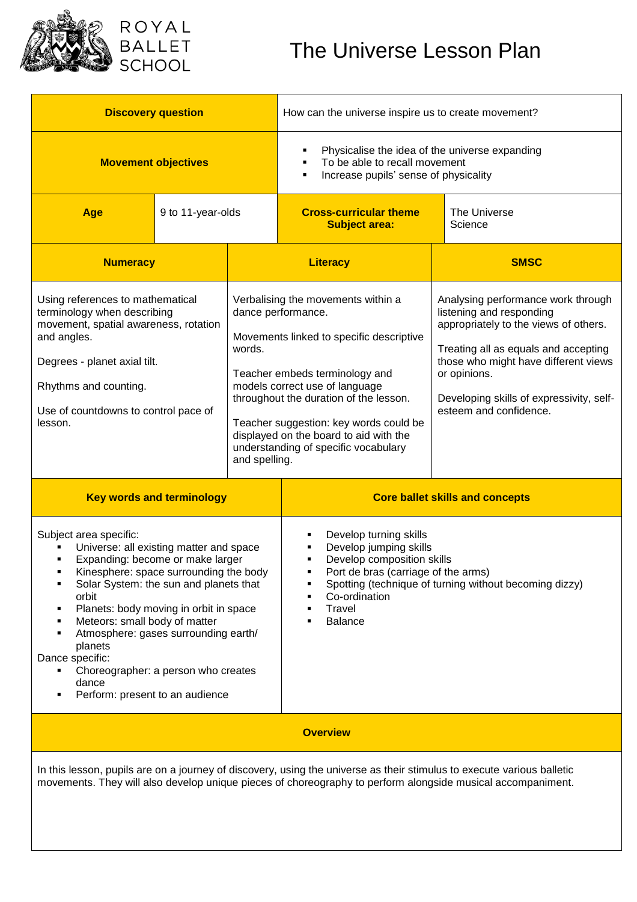# The Universe Lesson Plan

| | |
|---|---|
| **Discovery question** | How can the universe inspire us to create movement? |
| **Movement objectives** | • Physicalise the idea of the universe expanding<br>• To be able to recall movement<br>• Increase pupils' sense of physicality |
| **Age** | 9 to 11-year-olds |
| **Cross-curricular theme Subject area:** | The Universe<br>Science |

| **Numeracy** | **Literacy** | **SMSC** |
|---|---|---|
| Using references to mathematical terminology when describing movement, spatial awareness, rotation and angles.<br><br>Degrees - planet axial tilt.<br><br>Rhythms and counting.<br><br>Use of countdowns to control pace of lesson. | Verbalising the movements within a dance performance.<br><br>Movements linked to specific descriptive words.<br><br>Teacher embeds terminology and models correct use of language throughout the duration of the lesson.<br><br>Teacher suggestion: key words could be displayed on the board to aid with the understanding of specific vocabulary and spelling. | Analysing performance work through listening and responding appropriately to the views of others.<br><br>Treating all as equals and accepting those who might have different views or opinions.<br><br>Developing skills of expressivity, self-esteem and confidence. |

| **Key words and terminology** | **Core ballet skills and concepts** |
|---|---|
| Subject area specific:<br>• Universe: all existing matter and space<br>• Expanding: become or make larger<br>• Kinesphere: space surrounding the body<br>• Solar System: the sun and planets that orbit<br>• Planets: body moving in orbit in space<br>• Meteors: small body of matter<br>• Atmosphere: gases surrounding earth/ planets<br>Dance specific:<br>• Choreographer: a person who creates dance<br>• Perform: present to an audience | • Develop turning skills<br>• Develop jumping skills<br>• Develop composition skills<br>• Port de bras (carriage of the arms)<br>• Spotting (technique of turning without becoming dizzy)<br>• Co-ordination<br>• Travel<br>• Balance |

**Overview**

In this lesson, pupils are on a journey of discovery, using the universe as their stimulus to execute various balletic movements. They will also develop unique pieces of choreography to perform alongside musical accompaniment.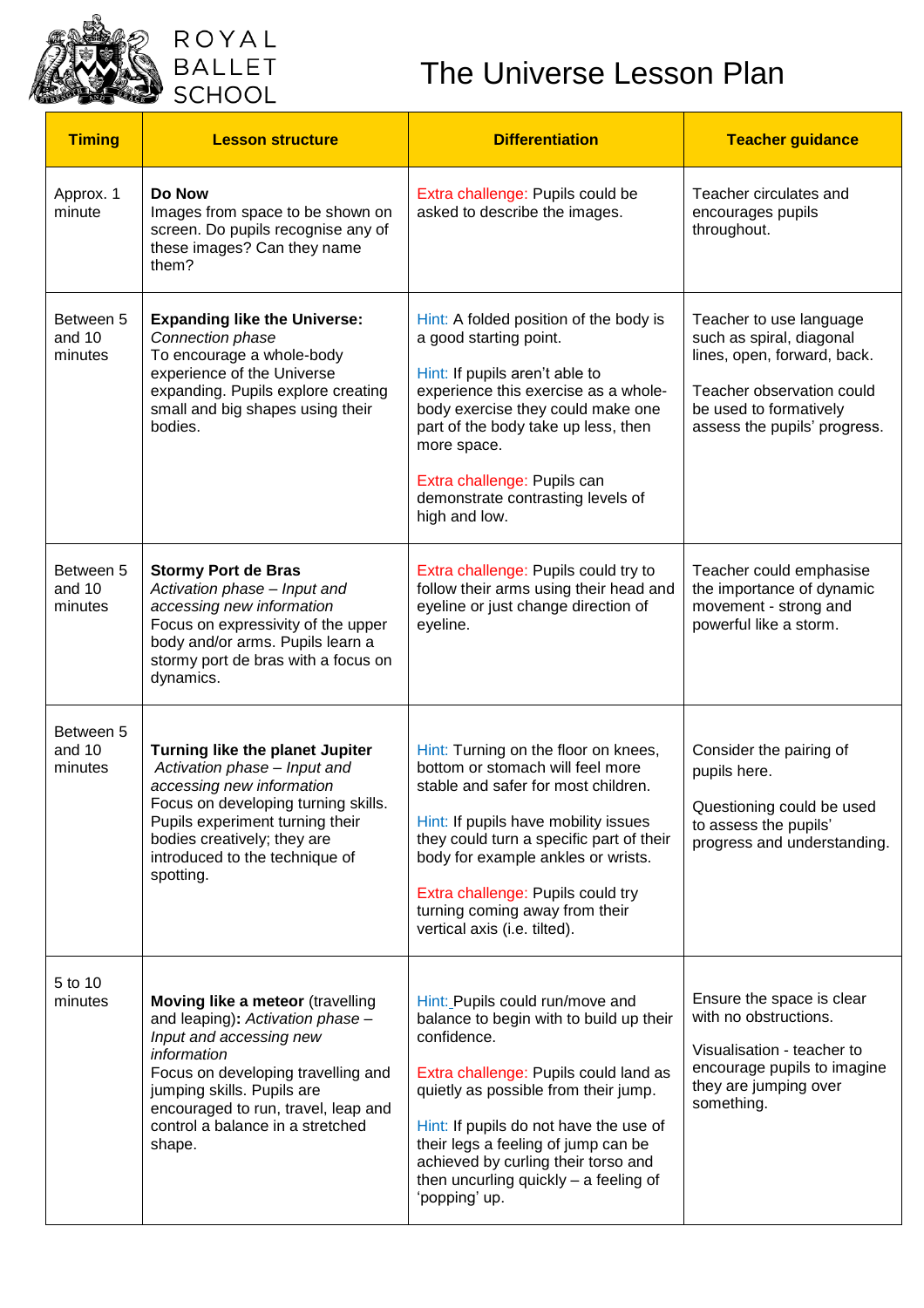ROYAL BALLET SCHOOL

# The Universe Lesson Plan

| Timing | Lesson structure | Differentiation | Teacher guidance |
|---|---|---|---|
| Approx. 1 minute | **Do Now**<br>Images from space to be shown on screen. Do pupils recognise any of these images? Can they name them? | Extra challenge: Pupils could be asked to describe the images. | Teacher circulates and encourages pupils throughout. |
| Between 5 and 10 minutes | **Expanding like the Universe:**<br>*Connection phase*<br>To encourage a whole-body experience of the Universe expanding. Pupils explore creating small and big shapes using their bodies. | Hint: A folded position of the body is a good starting point.<br><br>Hint: If pupils aren't able to experience this exercise as a whole-body exercise they could make one part of the body take up less, then more space.<br><br>Extra challenge: Pupils can demonstrate contrasting levels of high and low. | Teacher to use language such as spiral, diagonal lines, open, forward, back.<br><br>Teacher observation could be used to formatively assess the pupils' progress. |
| Between 5 and 10 minutes | **Stormy Port de Bras**<br>*Activation phase – Input and accessing new information*<br>Focus on expressivity of the upper body and/or arms. Pupils learn a stormy port de bras with a focus on dynamics. | Extra challenge: Pupils could try to follow their arms using their head and eyeline or just change direction of eyeline. | Teacher could emphasise the importance of dynamic movement - strong and powerful like a storm. |
| Between 5 and 10 minutes | **Turning like the planet Jupiter**<br>*Activation phase – Input and accessing new information*<br>Focus on developing turning skills. Pupils experiment turning their bodies creatively; they are introduced to the technique of spotting. | Hint: Turning on the floor on knees, bottom or stomach will feel more stable and safer for most children.<br><br>Hint: If pupils have mobility issues they could turn a specific part of their body for example ankles or wrists.<br><br>Extra challenge: Pupils could try turning coming away from their vertical axis (i.e. tilted). | Consider the pairing of pupils here.<br><br>Questioning could be used to assess the pupils' progress and understanding. |
| 5 to 10 minutes | **Moving like a meteor** (travelling and leaping)**:** *Activation phase – Input and accessing new information*<br>Focus on developing travelling and jumping skills. Pupils are encouraged to run, travel, leap and control a balance in a stretched shape. | Hint: Pupils could run/move and balance to begin with to build up their confidence.<br><br>Extra challenge: Pupils could land as quietly as possible from their jump.<br><br>Hint: If pupils do not have the use of their legs a feeling of jump can be achieved by curling their torso and then uncurling quickly – a feeling of 'popping' up. | Ensure the space is clear with no obstructions.<br><br>Visualisation - teacher to encourage pupils to imagine they are jumping over something. |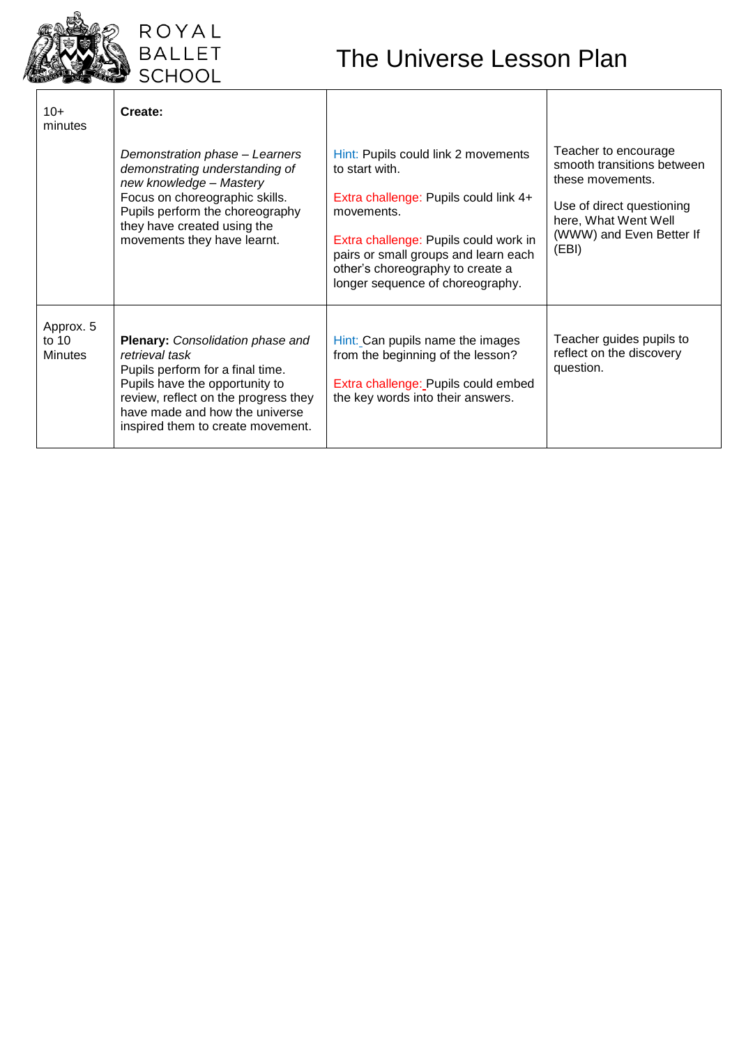| | | | |
|---|---|---|---|
| 10+ minutes | **Create:**<br><br>*Demonstration phase – Learners demonstrating understanding of new knowledge – Mastery*<br>Focus on choreographic skills. Pupils perform the choreography they have created using the movements they have learnt. | Hint: Pupils could link 2 movements to start with.<br><br>Extra challenge: Pupils could link 4+ movements.<br><br>Extra challenge: Pupils could work in pairs or small groups and learn each other's choreography to create a longer sequence of choreography. | Teacher to encourage smooth transitions between these movements.<br><br>Use of direct questioning here, What Went Well (WWW) and Even Better If (EBI) |
| Approx. 5 to 10 Minutes | **Plenary:** *Consolidation phase and retrieval task*<br>Pupils perform for a final time. Pupils have the opportunity to review, reflect on the progress they have made and how the universe inspired them to create movement. | Hint: Can pupils name the images from the beginning of the lesson?<br><br>Extra challenge: Pupils could embed the key words into their answers. | Teacher guides pupils to reflect on the discovery question. |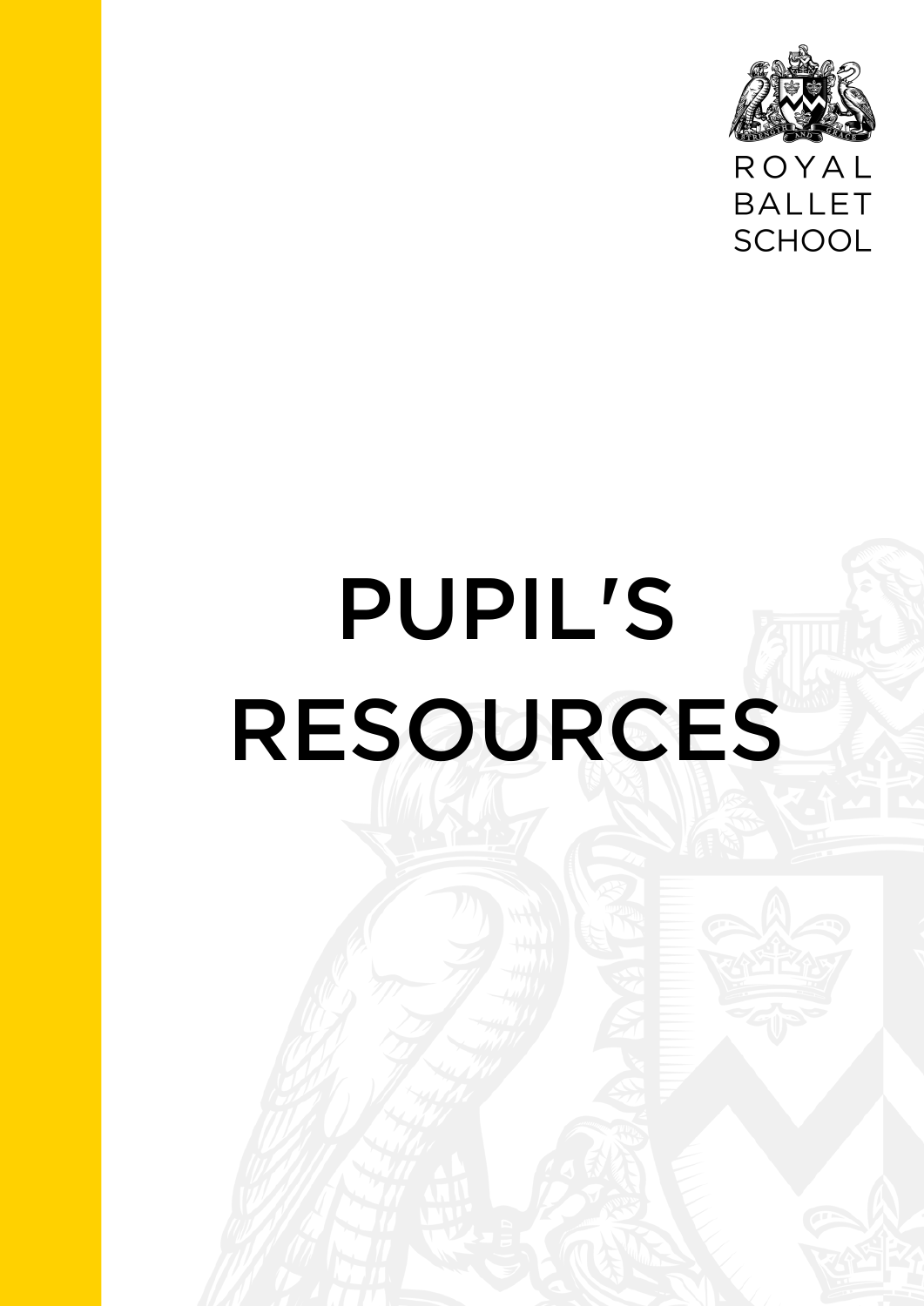ROYAL BALLET SCHOOL

# PUPIL'S RESOURCES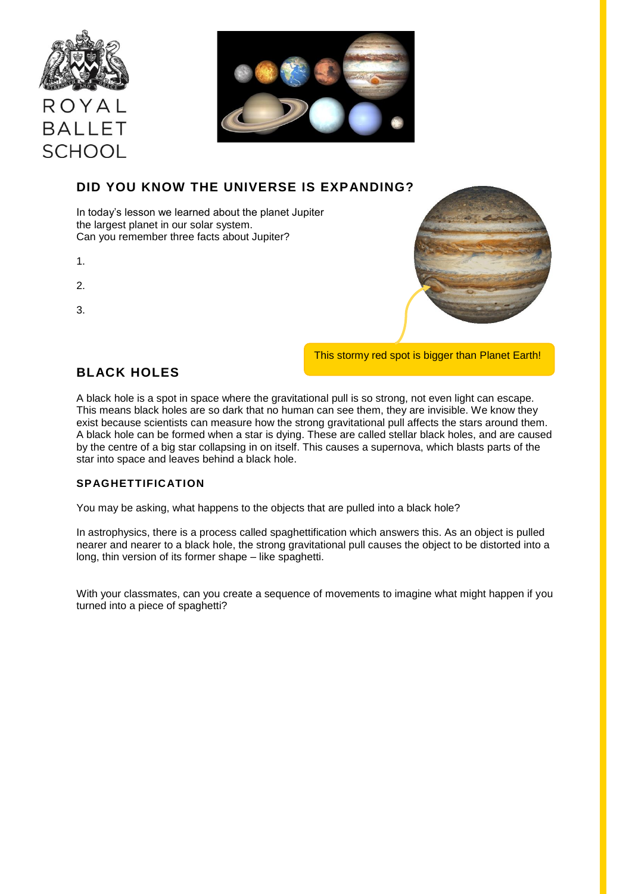ROYAL BALLET SCHOOL

## DID YOU KNOW THE UNIVERSE IS EXPANDING?

In today's lesson we learned about the planet Jupiter the largest planet in our solar system.
Can you remember three facts about Jupiter?

1.

2.

3.

This stormy red spot is bigger than Planet Earth!

## BLACK HOLES

A black hole is a spot in space where the gravitational pull is so strong, not even light can escape. This means black holes are so dark that no human can see them, they are invisible. We know they exist because scientists can measure how the strong gravitational pull affects the stars around them. A black hole can be formed when a star is dying. These are called stellar black holes, and are caused by the centre of a big star collapsing in on itself. This causes a supernova, which blasts parts of the star into space and leaves behind a black hole.

### SPAGHETTIFICATION

You may be asking, what happens to the objects that are pulled into a black hole?

In astrophysics, there is a process called spaghettification which answers this. As an object is pulled nearer and nearer to a black hole, the strong gravitational pull causes the object to be distorted into a long, thin version of its former shape – like spaghetti.

With your classmates, can you create a sequence of movements to imagine what might happen if you turned into a piece of spaghetti?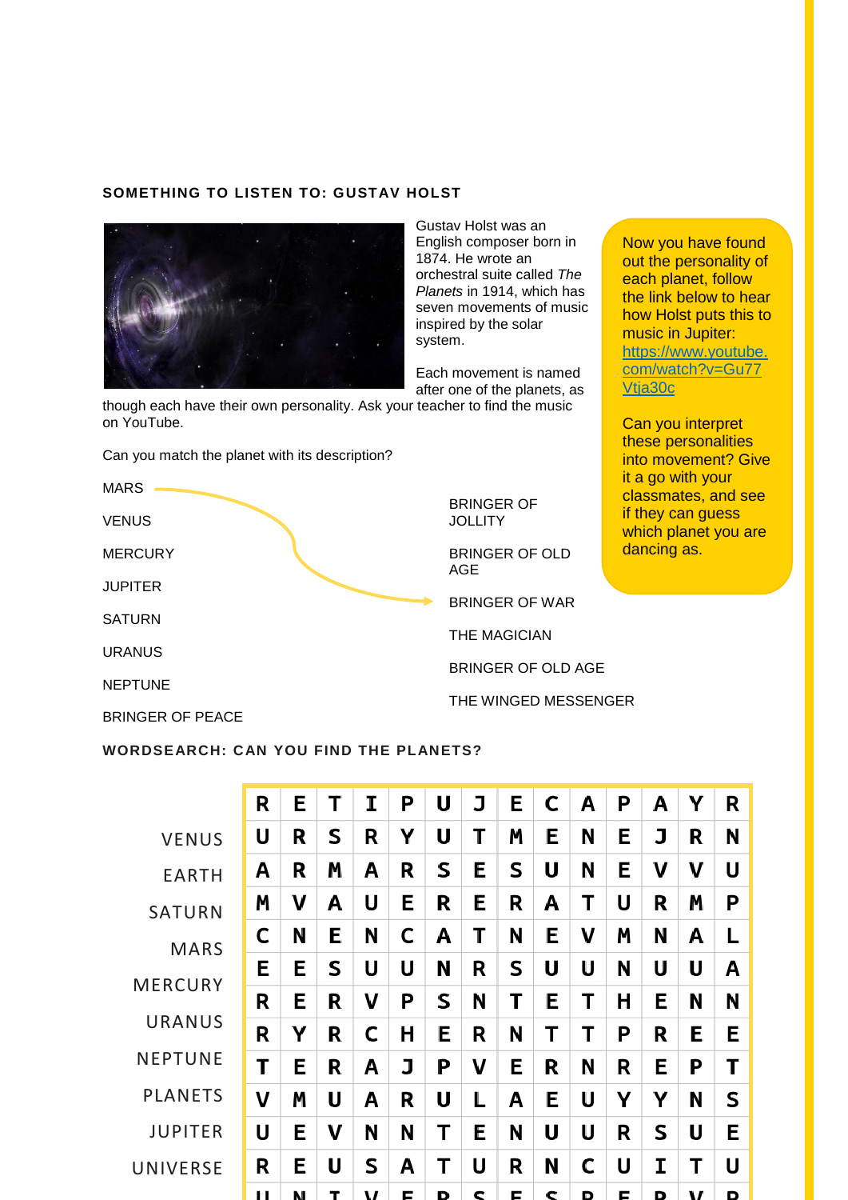## SOMETHING TO LISTEN TO: GUSTAV HOLST

Gustav Holst was an English composer born in 1874. He wrote an orchestral suite called *The Planets* in 1914, which has seven movements of music inspired by the solar system.

Each movement is named after one of the planets, as though each have their own personality. Ask your teacher to find the music on YouTube.

Now you have found out the personality of each planet, follow the link below to hear how Holst puts this to music in Jupiter: https://www.youtube.com/watch?v=Gu77Vtja30c

Can you interpret these personalities into movement? Give it a go with your classmates, and see if they can guess which planet you are dancing as.

Can you match the planet with its description?

| | |
|---|---|
| MARS | BRINGER OF JOLLITY |
| VENUS | BRINGER OF OLD AGE |
| MERCURY | BRINGER OF WAR |
| JUPITER | THE MAGICIAN |
| SATURN | BRINGER OF OLD AGE |
| URANUS | THE WINGED MESSENGER |
| NEPTUNE | |
| BRINGER OF PEACE | |

## WORDSEARCH: CAN YOU FIND THE PLANETS?

VENUS
EARTH
SATURN
MARS
MERCURY
URANUS
NEPTUNE
PLANETS
JUPITER
UNIVERSE

| | | | | | | | | | | | | | |
|---|---|---|---|---|---|---|---|---|---|---|---|---|---|
| R | E | T | I | P | U | J | E | C | A | P | A | Y | R |
| U | R | S | R | Y | U | T | M | E | N | E | J | R | N |
| A | R | M | A | R | S | E | S | U | N | E | V | V | U |
| M | V | A | U | E | R | E | R | A | T | U | R | M | P |
| C | N | E | N | C | A | T | N | E | V | M | N | A | L |
| E | E | S | U | U | N | R | S | U | U | N | U | U | A |
| R | E | R | V | P | S | N | T | E | T | H | E | N | N |
| R | Y | R | C | H | E | R | N | T | T | P | R | E | E |
| T | E | R | A | J | P | V | E | R | N | R | E | P | T |
| V | M | U | A | R | U | L | A | E | U | Y | Y | N | S |
| U | E | V | N | N | T | E | N | U | U | R | S | U | E |
| R | E | U | S | A | T | U | R | N | C | U | I | T | U |